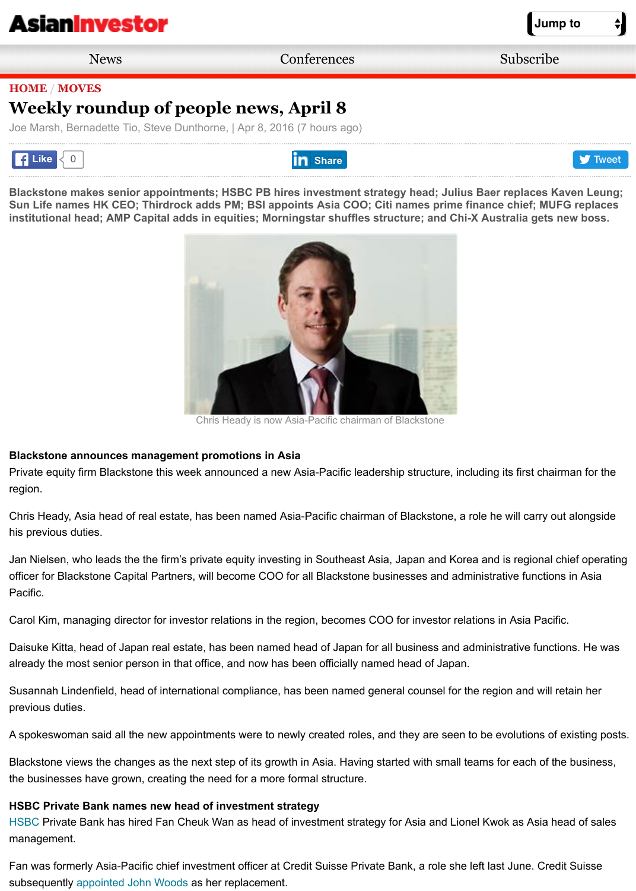HOME / MOVES

# Weekly roundup of people news, April 8

Joe Marsh, Bernadette Tio, Steve Dunthorne, | Apr 8, 2016 (7 hours ago)

**Blackstone makes senior appointments; HSBC PB hires investment strategy head; Julius Baer replaces Kaven Leung; Sun Life names HK CEO; Thirdrock adds PM; BSI appoints Asia COO; Citi names prime finance chief; MUFG replaces institutional head; AMP Capital adds in equities; Morningstar shuffles structure; and Chi-X Australia gets new boss.**

Chris Heady is now Asia-Pacific chairman of Blackstone

**Blackstone announces management promotions in Asia**

Private equity firm Blackstone this week announced a new Asia-Pacific leadership structure, including its first chairman for the region.

Chris Heady, Asia head of real estate, has been named Asia-Pacific chairman of Blackstone, a role he will carry out alongside his previous duties.

Jan Nielsen, who leads the the firm's private equity investing in Southeast Asia, Japan and Korea and is regional chief operating officer for Blackstone Capital Partners, will become COO for all Blackstone businesses and administrative functions in Asia Pacific.

Carol Kim, managing director for investor relations in the region, becomes COO for investor relations in Asia Pacific.

Daisuke Kitta, head of Japan real estate, has been named head of Japan for all business and administrative functions. He was already the most senior person in that office, and now has been officially named head of Japan.

Susannah Lindenfield, head of international compliance, has been named general counsel for the region and will retain her previous duties.

A spokeswoman said all the new appointments were to newly created roles, and they are seen to be evolutions of existing posts.

Blackstone views the changes as the next step of its growth in Asia. Having started with small teams for each of the business, the businesses have grown, creating the need for a more formal structure.

**HSBC Private Bank names new head of investment strategy**

HSBC Private Bank has hired Fan Cheuk Wan as head of investment strategy for Asia and Lionel Kwok as Asia head of sales management.

Fan was formerly Asia-Pacific chief investment officer at Credit Suisse Private Bank, a role she left last June. Credit Suisse subsequently appointed John Woods as her replacement.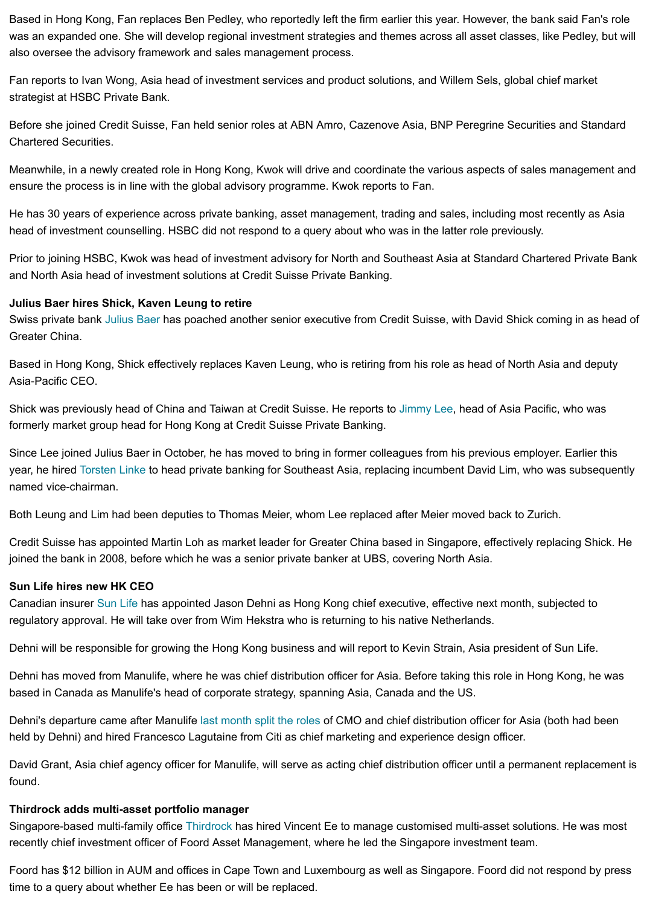Based in Hong Kong, Fan replaces Ben Pedley, who reportedly left the firm earlier this year. However, the bank said Fan's role was an expanded one. She will develop regional investment strategies and themes across all asset classes, like Pedley, but will also oversee the advisory framework and sales management process.

Fan reports to Ivan Wong, Asia head of investment services and product solutions, and Willem Sels, global chief market strategist at HSBC Private Bank.

Before she joined Credit Suisse, Fan held senior roles at ABN Amro, Cazenove Asia, BNP Peregrine Securities and Standard Chartered Securities.

Meanwhile, in a newly created role in Hong Kong, Kwok will drive and coordinate the various aspects of sales management and ensure the process is in line with the global advisory programme. Kwok reports to Fan.

He has 30 years of experience across private banking, asset management, trading and sales, including most recently as Asia head of investment counselling. HSBC did not respond to a query about who was in the latter role previously.

Prior to joining HSBC, Kwok was head of investment advisory for North and Southeast Asia at Standard Chartered Private Bank and North Asia head of investment solutions at Credit Suisse Private Banking.

**Julius Baer hires Shick, Kaven Leung to retire**

Swiss private bank Julius Baer has poached another senior executive from Credit Suisse, with David Shick coming in as head of Greater China.

Based in Hong Kong, Shick effectively replaces Kaven Leung, who is retiring from his role as head of North Asia and deputy Asia-Pacific CEO.

Shick was previously head of China and Taiwan at Credit Suisse. He reports to Jimmy Lee, head of Asia Pacific, who was formerly market group head for Hong Kong at Credit Suisse Private Banking.

Since Lee joined Julius Baer in October, he has moved to bring in former colleagues from his previous employer. Earlier this year, he hired Torsten Linke to head private banking for Southeast Asia, replacing incumbent David Lim, who was subsequently named vice-chairman.

Both Leung and Lim had been deputies to Thomas Meier, whom Lee replaced after Meier moved back to Zurich.

Credit Suisse has appointed Martin Loh as market leader for Greater China based in Singapore, effectively replacing Shick. He joined the bank in 2008, before which he was a senior private banker at UBS, covering North Asia.

**Sun Life hires new HK CEO**

Canadian insurer Sun Life has appointed Jason Dehni as Hong Kong chief executive, effective next month, subjected to regulatory approval. He will take over from Wim Hekstra who is returning to his native Netherlands.

Dehni will be responsible for growing the Hong Kong business and will report to Kevin Strain, Asia president of Sun Life.

Dehni has moved from Manulife, where he was chief distribution officer for Asia. Before taking this role in Hong Kong, he was based in Canada as Manulife's head of corporate strategy, spanning Asia, Canada and the US.

Dehni's departure came after Manulife last month split the roles of CMO and chief distribution officer for Asia (both had been held by Dehni) and hired Francesco Lagutaine from Citi as chief marketing and experience design officer.

David Grant, Asia chief agency officer for Manulife, will serve as acting chief distribution officer until a permanent replacement is found.

**Thirdrock adds multi-asset portfolio manager**

Singapore-based multi-family office Thirdrock has hired Vincent Ee to manage customised multi-asset solutions. He was most recently chief investment officer of Foord Asset Management, where he led the Singapore investment team.

Foord has $12 billion in AUM and offices in Cape Town and Luxembourg as well as Singapore. Foord did not respond by press time to a query about whether Ee has been or will be replaced.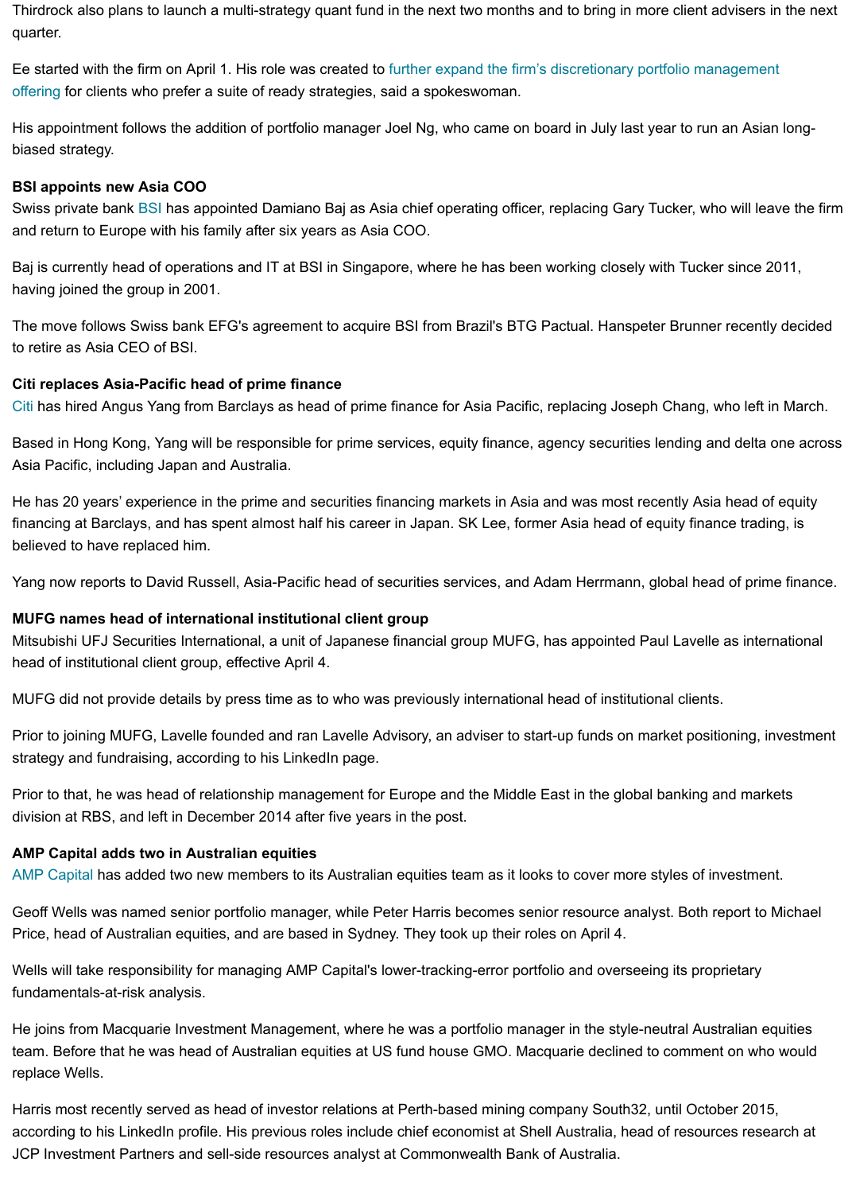Thirdrock also plans to launch a multi-strategy quant fund in the next two months and to bring in more client advisers in the next quarter.

Ee started with the firm on April 1. His role was created to further expand the firm's discretionary portfolio management offering for clients who prefer a suite of ready strategies, said a spokeswoman.

His appointment follows the addition of portfolio manager Joel Ng, who came on board in July last year to run an Asian long-biased strategy.

**BSI appoints new Asia COO**

Swiss private bank BSI has appointed Damiano Baj as Asia chief operating officer, replacing Gary Tucker, who will leave the firm and return to Europe with his family after six years as Asia COO.

Baj is currently head of operations and IT at BSI in Singapore, where he has been working closely with Tucker since 2011, having joined the group in 2001.

The move follows Swiss bank EFG's agreement to acquire BSI from Brazil's BTG Pactual. Hanspeter Brunner recently decided to retire as Asia CEO of BSI.

**Citi replaces Asia-Pacific head of prime finance**

Citi has hired Angus Yang from Barclays as head of prime finance for Asia Pacific, replacing Joseph Chang, who left in March.

Based in Hong Kong, Yang will be responsible for prime services, equity finance, agency securities lending and delta one across Asia Pacific, including Japan and Australia.

He has 20 years' experience in the prime and securities financing markets in Asia and was most recently Asia head of equity financing at Barclays, and has spent almost half his career in Japan. SK Lee, former Asia head of equity finance trading, is believed to have replaced him.

Yang now reports to David Russell, Asia-Pacific head of securities services, and Adam Herrmann, global head of prime finance.

**MUFG names head of international institutional client group**

Mitsubishi UFJ Securities International, a unit of Japanese financial group MUFG, has appointed Paul Lavelle as international head of institutional client group, effective April 4.

MUFG did not provide details by press time as to who was previously international head of institutional clients.

Prior to joining MUFG, Lavelle founded and ran Lavelle Advisory, an adviser to start-up funds on market positioning, investment strategy and fundraising, according to his LinkedIn page.

Prior to that, he was head of relationship management for Europe and the Middle East in the global banking and markets division at RBS, and left in December 2014 after five years in the post.

**AMP Capital adds two in Australian equities**

AMP Capital has added two new members to its Australian equities team as it looks to cover more styles of investment.

Geoff Wells was named senior portfolio manager, while Peter Harris becomes senior resource analyst. Both report to Michael Price, head of Australian equities, and are based in Sydney. They took up their roles on April 4.

Wells will take responsibility for managing AMP Capital's lower-tracking-error portfolio and overseeing its proprietary fundamentals-at-risk analysis.

He joins from Macquarie Investment Management, where he was a portfolio manager in the style-neutral Australian equities team. Before that he was head of Australian equities at US fund house GMO. Macquarie declined to comment on who would replace Wells.

Harris most recently served as head of investor relations at Perth-based mining company South32, until October 2015, according to his LinkedIn profile. His previous roles include chief economist at Shell Australia, head of resources research at JCP Investment Partners and sell-side resources analyst at Commonwealth Bank of Australia.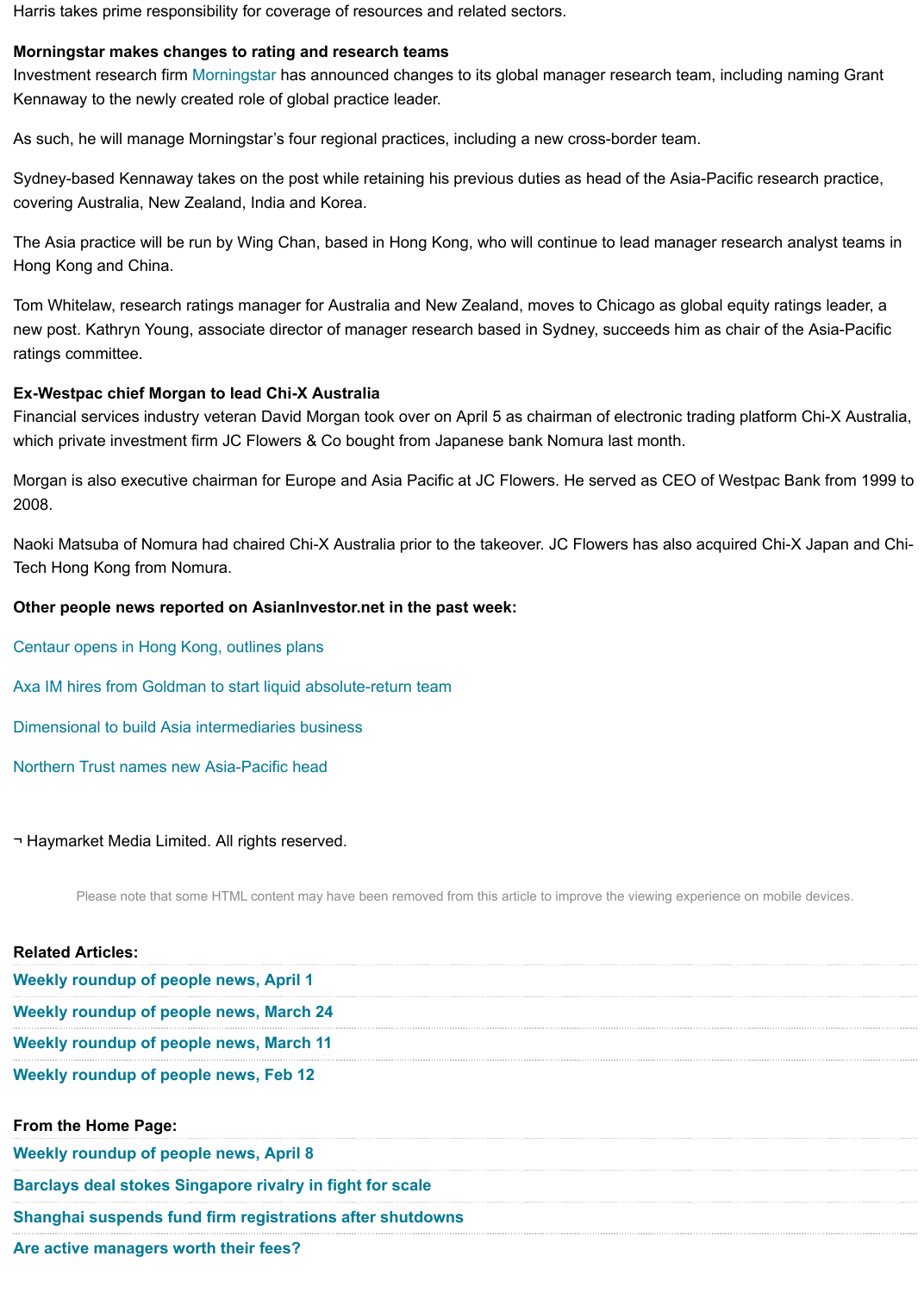Harris takes prime responsibility for coverage of resources and related sectors.

**Morningstar makes changes to rating and research teams**

Investment research firm Morningstar has announced changes to its global manager research team, including naming Grant Kennaway to the newly created role of global practice leader.

As such, he will manage Morningstar's four regional practices, including a new cross-border team.

Sydney-based Kennaway takes on the post while retaining his previous duties as head of the Asia-Pacific research practice, covering Australia, New Zealand, India and Korea.

The Asia practice will be run by Wing Chan, based in Hong Kong, who will continue to lead manager research analyst teams in Hong Kong and China.

Tom Whitelaw, research ratings manager for Australia and New Zealand, moves to Chicago as global equity ratings leader, a new post. Kathryn Young, associate director of manager research based in Sydney, succeeds him as chair of the Asia-Pacific ratings committee.

**Ex-Westpac chief Morgan to lead Chi-X Australia**

Financial services industry veteran David Morgan took over on April 5 as chairman of electronic trading platform Chi-X Australia, which private investment firm JC Flowers & Co bought from Japanese bank Nomura last month.

Morgan is also executive chairman for Europe and Asia Pacific at JC Flowers. He served as CEO of Westpac Bank from 1999 to 2008.

Naoki Matsuba of Nomura had chaired Chi-X Australia prior to the takeover. JC Flowers has also acquired Chi-X Japan and Chi-Tech Hong Kong from Nomura.

**Other people news reported on AsianInvestor.net in the past week:**

Centaur opens in Hong Kong, outlines plans

Axa IM hires from Goldman to start liquid absolute-return team

Dimensional to build Asia intermediaries business

Northern Trust names new Asia-Pacific head

¬ Haymarket Media Limited. All rights reserved.

Please note that some HTML content may have been removed from this article to improve the viewing experience on mobile devices.

**Related Articles:**

**Weekly roundup of people news, April 1**

**Weekly roundup of people news, March 24**

**Weekly roundup of people news, March 11**

**Weekly roundup of people news, Feb 12**

**From the Home Page:**

**Weekly roundup of people news, April 8**

**Barclays deal stokes Singapore rivalry in fight for scale**

**Shanghai suspends fund firm registrations after shutdowns**

**Are active managers worth their fees?**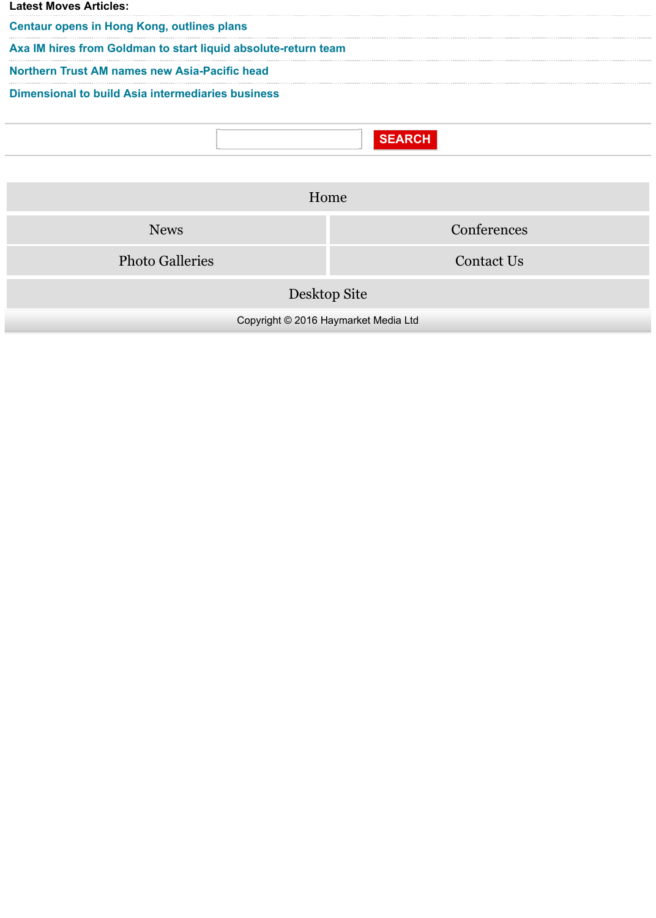**Latest Moves Articles:**

Centaur opens in Hong Kong, outlines plans

Axa IM hires from Goldman to start liquid absolute-return team

Northern Trust AM names new Asia-Pacific head

Dimensional to build Asia intermediaries business

SEARCH

Home

News

Conferences

Photo Galleries

Contact Us

Desktop Site

Copyright © 2016 Haymarket Media Ltd